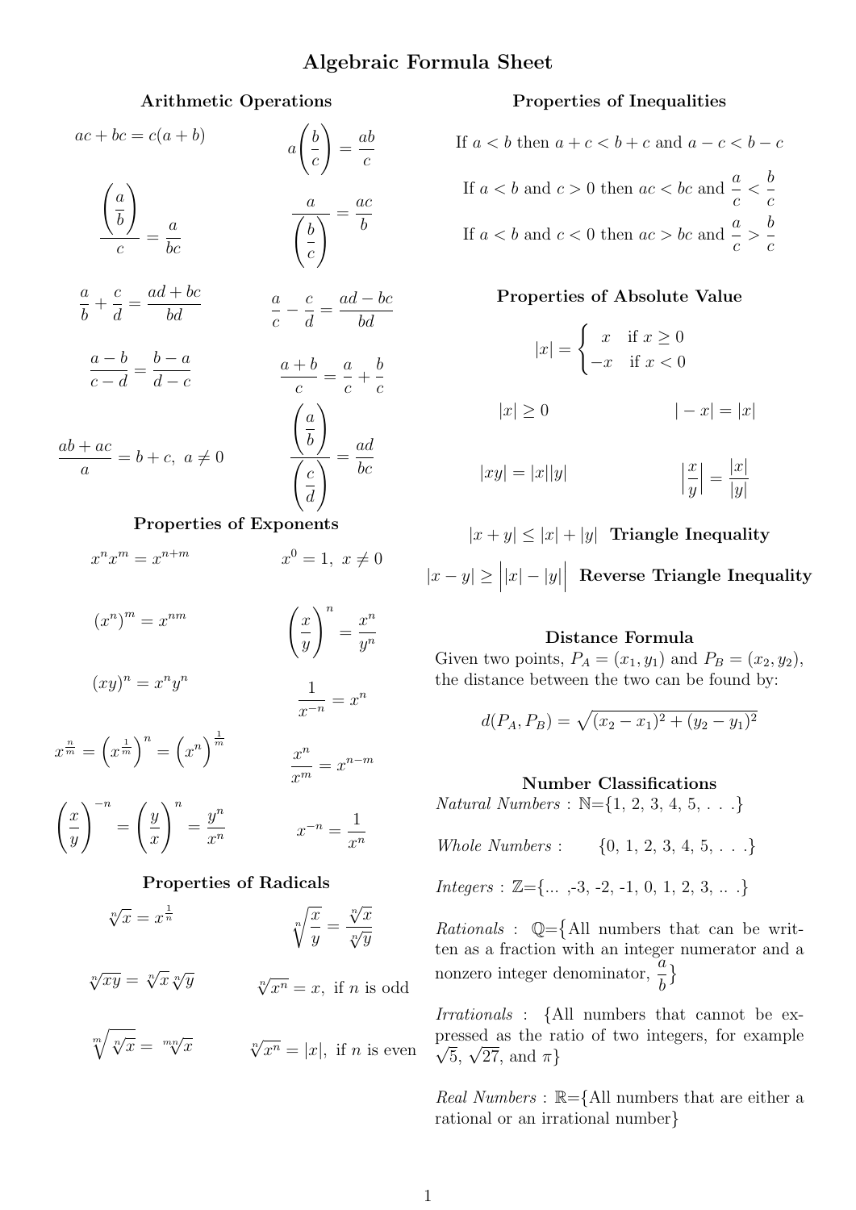# Algebraic Formula Sheet

## Arithmetic Operations

$$ac + bc = c(a+b)$$

$$a\left(\frac{b}{c}\right) = \frac{ab}{c}$$

$$\frac{\left(\frac{a}{b}\right)}{c} = \frac{a}{bc}$$

$$\frac{a}{\left(\frac{b}{c}\right)} = \frac{ac}{b}$$

$$\frac{a}{b} + \frac{c}{d} = \frac{ad+bc}{bd}$$

$$\frac{a}{c} - \frac{c}{d} = \frac{ad-bc}{bd}$$

$$\frac{a-b}{c-d} = \frac{b-a}{d-c}$$

$$\frac{a+b}{c} = \frac{a}{c} + \frac{b}{c}$$

$$\frac{ab+ac}{a} = b+c,\ a \neq 0$$

$$\frac{\left(\frac{a}{b}\right)}{\left(\frac{c}{d}\right)} = \frac{ad}{bc}$$

## Properties of Exponents

$$x^n x^m = x^{n+m}$$

$$x^0 = 1,\ x \neq 0$$

$$(x^n)^m = x^{nm}$$

$$\left(\frac{x}{y}\right)^n = \frac{x^n}{y^n}$$

$$(xy)^n = x^n y^n$$

$$\frac{1}{x^{-n}} = x^n$$

$$x^{\frac{n}{m}} = \left(x^{\frac{1}{m}}\right)^n = \left(x^n\right)^{\frac{1}{m}}$$

$$\frac{x^n}{x^m} = x^{n-m}$$

$$\left(\frac{x}{y}\right)^{-n} = \left(\frac{y}{x}\right)^n = \frac{y^n}{x^n}$$

$$x^{-n} = \frac{1}{x^n}$$

## Properties of Radicals

$$\sqrt[n]{x} = x^{\frac{1}{n}}$$

$$\sqrt[n]{\frac{x}{y}} = \frac{\sqrt[n]{x}}{\sqrt[n]{y}}$$

$$\sqrt[n]{xy} = \sqrt[n]{x}\sqrt[n]{y}$$

$$\sqrt[n]{x^n} = x,\ \text{if } n \text{ is odd}$$

$$\sqrt[m]{\sqrt[n]{x}} = \sqrt[mn]{x}$$

$$\sqrt[n]{x^n} = |x|,\ \text{if } n \text{ is even}$$

## Properties of Inequalities

If $a < b$ then $a + c < b + c$ and $a - c < b - c$

If $a < b$ and $c > 0$ then $ac < bc$ and $\frac{a}{c} < \frac{b}{c}$

If $a < b$ and $c < 0$ then $ac > bc$ and $\frac{a}{c} > \frac{b}{c}$

## Properties of Absolute Value

$$|x| = \begin{cases} x & \text{if } x \geq 0 \\ -x & \text{if } x < 0 \end{cases}$$

$$|x| \geq 0$$

$$|-x| = |x|$$

$$|xy| = |x||y|$$

$$\left|\frac{x}{y}\right| = \frac{|x|}{|y|}$$

$|x+y| \leq |x| + |y|$ **Triangle Inequality**

$|x-y| \geq \Big||x| - |y|\Big|$ **Reverse Triangle Inequality**

## Distance Formula

Given two points, $P_A = (x_1, y_1)$ and $P_B = (x_2, y_2)$, the distance between the two can be found by:

$$d(P_A, P_B) = \sqrt{(x_2 - x_1)^2 + (y_2 - y_1)^2}$$

## Number Classifications

*Natural Numbers* : $\mathbb{N}$={1, 2, 3, 4, 5, . . .}

*Whole Numbers* : {0, 1, 2, 3, 4, 5, . . .}

*Integers* : $\mathbb{Z}$={... ,-3, -2, -1, 0, 1, 2, 3, .. .}

*Rationals* : $\mathbb{Q}$={All numbers that can be written as a fraction with an integer numerator and a nonzero integer denominator, $\frac{a}{b}$}

*Irrationals* : {All numbers that cannot be expressed as the ratio of two integers, for example $\sqrt{5}$, $\sqrt{27}$, and $\pi$}

*Real Numbers* : $\mathbb{R}$={All numbers that are either a rational or an irrational number}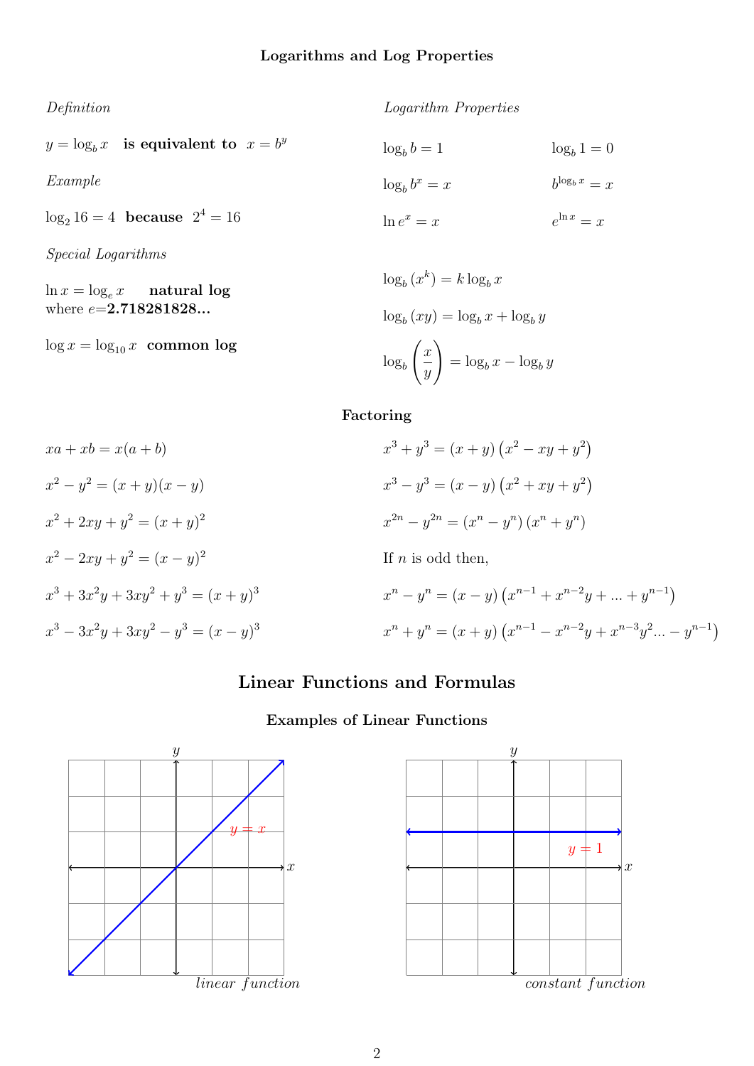### Logarithms and Log Properties

*Definition*

$y = \log_b x$ **is equivalent to** $x = b^y$

*Example*

$\log_2 16 = 4$ **because** $2^4 = 16$

*Special Logarithms*

$\ln x = \log_e x$ **natural log**
where $e$=**2.718281828...**

$\log x = \log_{10} x$ **common log**

*Logarithm Properties*

$\log_b b = 1$ $\qquad \log_b 1 = 0$

$\log_b b^x = x$ $\qquad b^{\log_b x} = x$

$\ln e^x = x$ $\qquad e^{\ln x} = x$

$\log_b \left(x^k\right) = k \log_b x$

$\log_b (xy) = \log_b x + \log_b y$

$\log_b \left(\dfrac{x}{y}\right) = \log_b x - \log_b y$

### Factoring

$xa + xb = x(a + b)$

$x^2 - y^2 = (x + y)(x - y)$

$x^2 + 2xy + y^2 = (x + y)^2$

$x^2 - 2xy + y^2 = (x - y)^2$

$x^3 + 3x^2y + 3xy^2 + y^3 = (x + y)^3$

$x^3 - 3x^2y + 3xy^2 - y^3 = (x - y)^3$

$x^3 + y^3 = (x + y)\left(x^2 - xy + y^2\right)$

$x^3 - y^3 = (x - y)\left(x^2 + xy + y^2\right)$

$x^{2n} - y^{2n} = (x^n - y^n)(x^n + y^n)$

If $n$ is odd then,

$x^n - y^n = (x - y)\left(x^{n-1} + x^{n-2}y + ... + y^{n-1}\right)$

$x^n + y^n = (x + y)\left(x^{n-1} - x^{n-2}y + x^{n-3}y^2 ... - y^{n-1}\right)$

## Linear Functions and Formulas

### Examples of Linear Functions

$y = x$

*linear function*

$y = 1$

*constant function*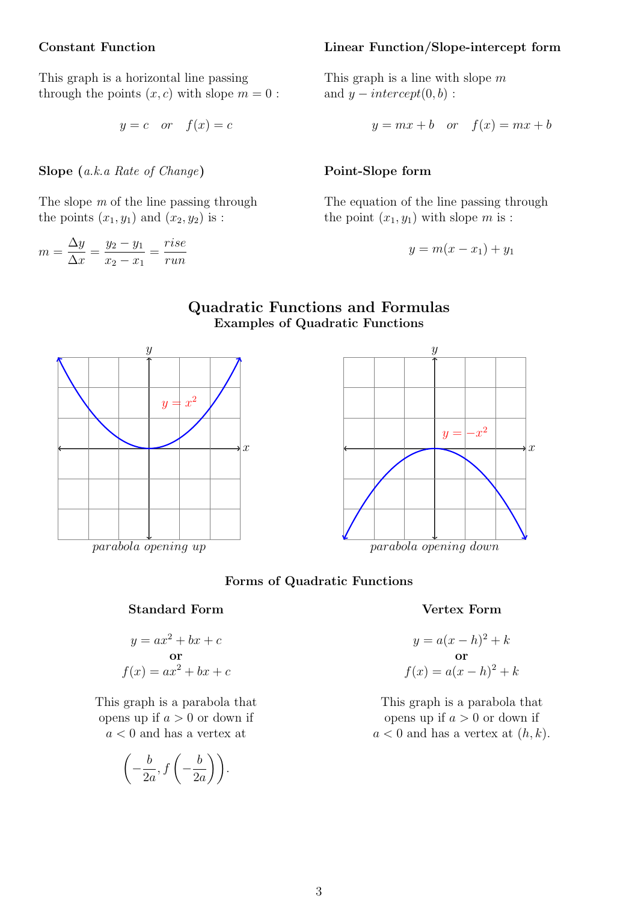**Constant Function**

This graph is a horizontal line passing through the points $(x, c)$ with slope $m = 0$ :

$$y = c \quad or \quad f(x) = c$$

**Linear Function/Slope-intercept form**

This graph is a line with slope $m$ and $y - intercept(0, b)$ :

$$y = mx + b \quad or \quad f(x) = mx + b$$

**Slope (*a.k.a Rate of Change*)**

The slope $m$ of the line passing through the points $(x_1, y_1)$ and $(x_2, y_2)$ is :

$$m = \frac{\Delta y}{\Delta x} = \frac{y_2 - y_1}{x_2 - x_1} = \frac{rise}{run}$$

**Point-Slope form**

The equation of the line passing through the point $(x_1, y_1)$ with slope $m$ is :

$$y = m(x - x_1) + y_1$$

## Quadratic Functions and Formulas

### Examples of Quadratic Functions

$y = x^2$

*parabola opening up*

$y = -x^2$

*parabola opening down*

### Forms of Quadratic Functions

**Standard Form**

$$y = ax^2 + bx + c$$

**or**

$$f(x) = ax^2 + bx + c$$

This graph is a parabola that opens up if $a > 0$ or down if $a < 0$ and has a vertex at

$$\left(-\frac{b}{2a}, f\left(-\frac{b}{2a}\right)\right).$$

**Vertex Form**

$$y = a(x - h)^2 + k$$

**or**

$$f(x) = a(x - h)^2 + k$$

This graph is a parabola that opens up if $a > 0$ or down if $a < 0$ and has a vertex at $(h, k)$.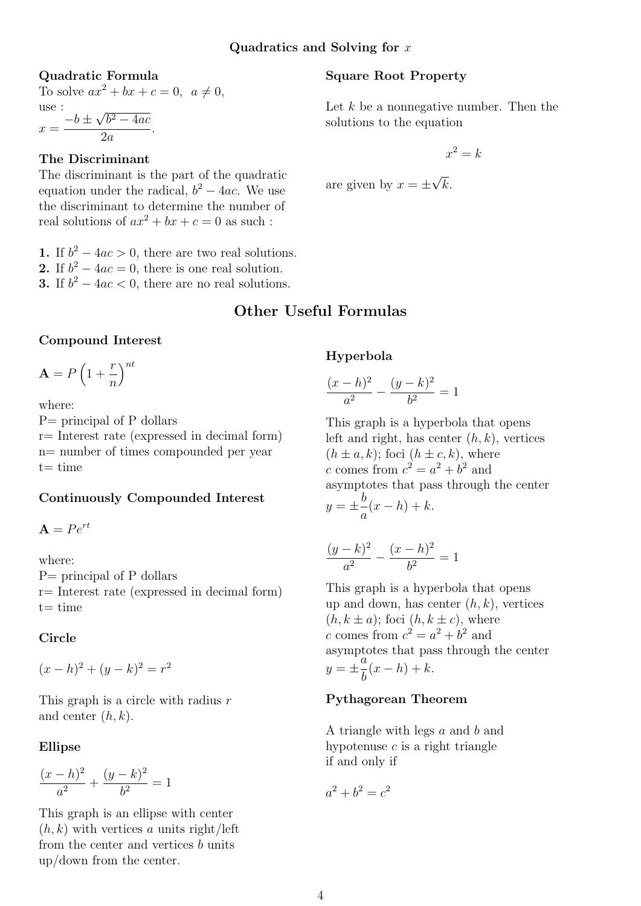## Quadratics and Solving for $x$

### Quadratic Formula

To solve $ax^2 + bx + c = 0, \ a \neq 0$,
use :
$x = \dfrac{-b \pm \sqrt{b^2 - 4ac}}{2a}$.

### The Discriminant

The discriminant is the part of the quadratic equation under the radical, $b^2 - 4ac$. We use the discriminant to determine the number of real solutions of $ax^2 + bx + c = 0$ as such :

**1.** If $b^2 - 4ac > 0$, there are two real solutions.
**2.** If $b^2 - 4ac = 0$, there is one real solution.
**3.** If $b^2 - 4ac < 0$, there are no real solutions.

### Square Root Property

Let $k$ be a nonnegative number. Then the solutions to the equation

$$x^2 = k$$

are given by $x = \pm\sqrt{k}$.

## Other Useful Formulas

### Compound Interest

$$\mathbf{A} = P\left(1 + \frac{r}{n}\right)^{nt}$$

where:
P= principal of P dollars
r= Interest rate (expressed in decimal form)
n= number of times compounded per year
t= time

### Continuously Compounded Interest

$$\mathbf{A} = Pe^{rt}$$

where:
P= principal of P dollars
r= Interest rate (expressed in decimal form)
t= time

### Circle

$$(x-h)^2 + (y-k)^2 = r^2$$

This graph is a circle with radius $r$ and center $(h, k)$.

### Ellipse

$$\frac{(x-h)^2}{a^2} + \frac{(y-k)^2}{b^2} = 1$$

This graph is an ellipse with center $(h, k)$ with vertices $a$ units right/left from the center and vertices $b$ units up/down from the center.

### Hyperbola

$$\frac{(x-h)^2}{a^2} - \frac{(y-k)^2}{b^2} = 1$$

This graph is a hyperbola that opens left and right, has center $(h, k)$, vertices $(h \pm a, k)$; foci $(h \pm c, k)$, where $c$ comes from $c^2 = a^2 + b^2$ and asymptotes that pass through the center $y = \pm\dfrac{b}{a}(x-h) + k$.

$$\frac{(y-k)^2}{a^2} - \frac{(x-h)^2}{b^2} = 1$$

This graph is a hyperbola that opens up and down, has center $(h, k)$, vertices $(h, k \pm a)$; foci $(h, k \pm c)$, where $c$ comes from $c^2 = a^2 + b^2$ and asymptotes that pass through the center $y = \pm\dfrac{a}{b}(x-h) + k$.

### Pythagorean Theorem

A triangle with legs $a$ and $b$ and hypotenuse $c$ is a right triangle if and only if

$$a^2 + b^2 = c^2$$